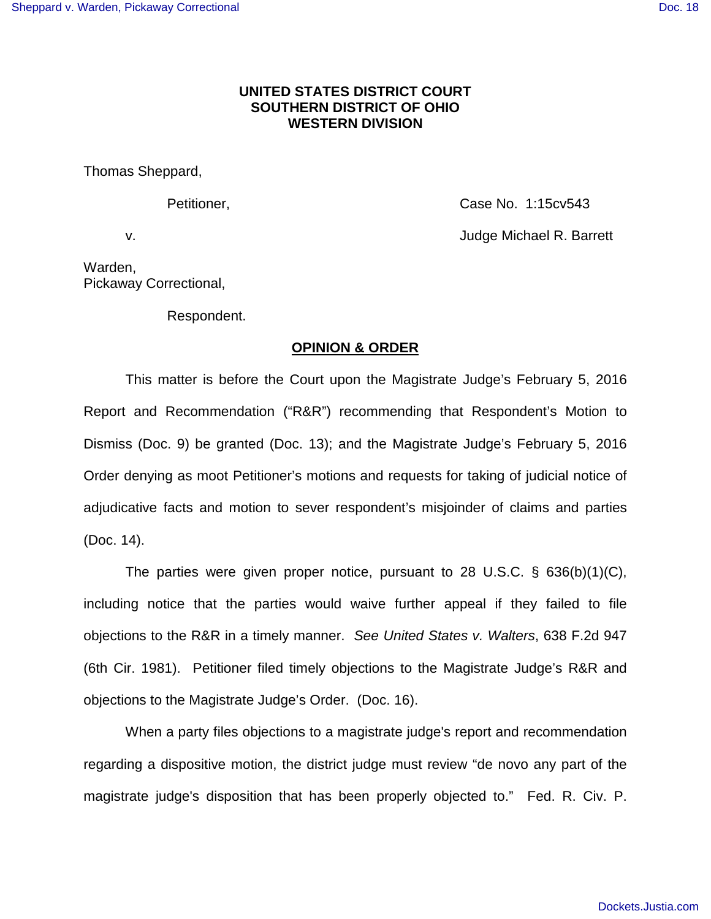**UNITED STATES DISTRICT COURT**
**SOUTHERN DISTRICT OF OHIO**
**WESTERN DIVISION**

Thomas Sheppard,

Petitioner, Case No. 1:15cv543

v. Judge Michael R. Barrett

Warden,
Pickaway Correctional,

Respondent.

**OPINION & ORDER**

This matter is before the Court upon the Magistrate Judge's February 5, 2016 Report and Recommendation ("R&R") recommending that Respondent's Motion to Dismiss (Doc. 9) be granted (Doc. 13); and the Magistrate Judge's February 5, 2016 Order denying as moot Petitioner's motions and requests for taking of judicial notice of adjudicative facts and motion to sever respondent's misjoinder of claims and parties (Doc. 14).

The parties were given proper notice, pursuant to 28 U.S.C. § 636(b)(1)(C), including notice that the parties would waive further appeal if they failed to file objections to the R&R in a timely manner. *See United States v. Walters*, 638 F.2d 947 (6th Cir. 1981). Petitioner filed timely objections to the Magistrate Judge's R&R and objections to the Magistrate Judge's Order. (Doc. 16).

When a party files objections to a magistrate judge's report and recommendation regarding a dispositive motion, the district judge must review "de novo any part of the magistrate judge's disposition that has been properly objected to." Fed. R. Civ. P.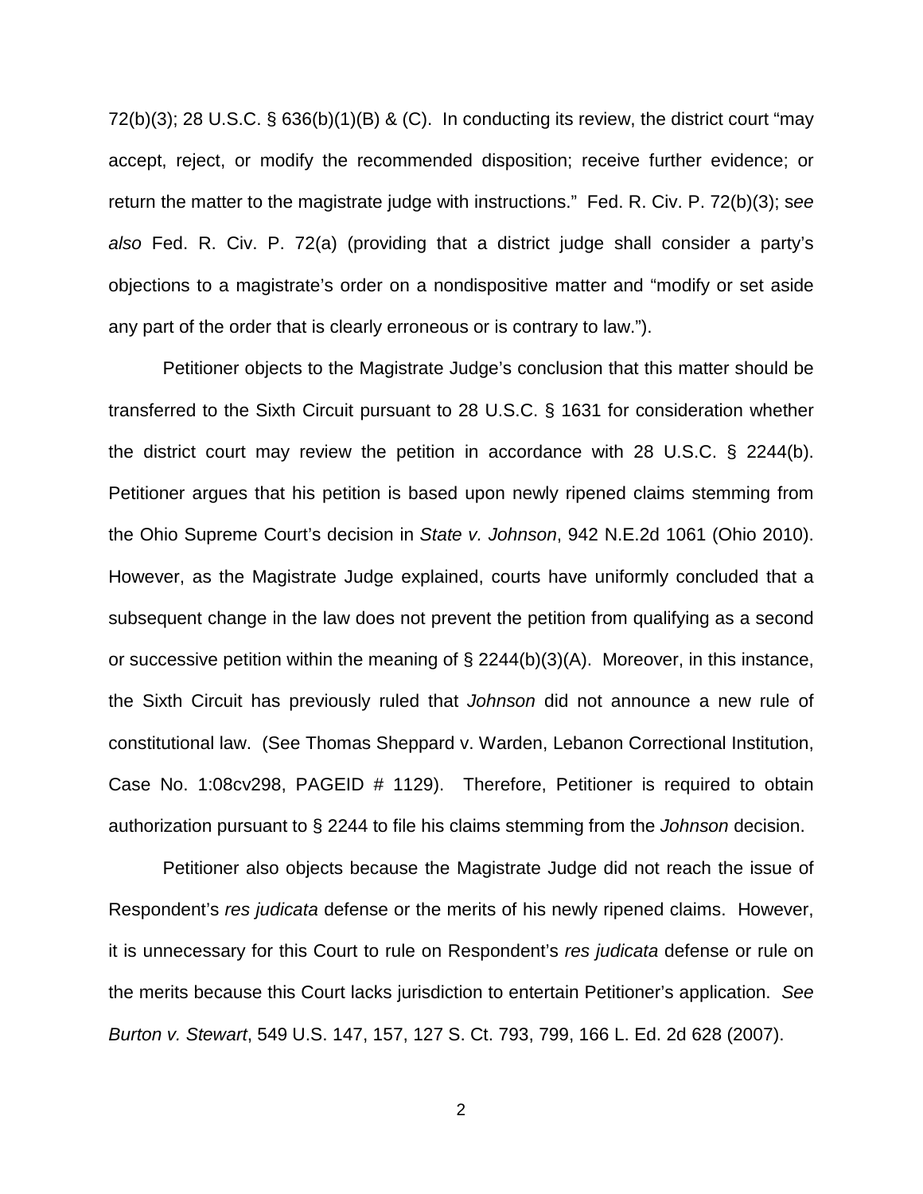72(b)(3); 28 U.S.C. § 636(b)(1)(B) & (C). In conducting its review, the district court "may accept, reject, or modify the recommended disposition; receive further evidence; or return the matter to the magistrate judge with instructions." Fed. R. Civ. P. 72(b)(3); *see also* Fed. R. Civ. P. 72(a) (providing that a district judge shall consider a party's objections to a magistrate's order on a nondispositive matter and "modify or set aside any part of the order that is clearly erroneous or is contrary to law.").

Petitioner objects to the Magistrate Judge's conclusion that this matter should be transferred to the Sixth Circuit pursuant to 28 U.S.C. § 1631 for consideration whether the district court may review the petition in accordance with 28 U.S.C. § 2244(b). Petitioner argues that his petition is based upon newly ripened claims stemming from the Ohio Supreme Court's decision in *State v. Johnson*, 942 N.E.2d 1061 (Ohio 2010). However, as the Magistrate Judge explained, courts have uniformly concluded that a subsequent change in the law does not prevent the petition from qualifying as a second or successive petition within the meaning of § 2244(b)(3)(A). Moreover, in this instance, the Sixth Circuit has previously ruled that *Johnson* did not announce a new rule of constitutional law. (See Thomas Sheppard v. Warden, Lebanon Correctional Institution, Case No. 1:08cv298, PAGEID # 1129). Therefore, Petitioner is required to obtain authorization pursuant to § 2244 to file his claims stemming from the *Johnson* decision.

Petitioner also objects because the Magistrate Judge did not reach the issue of Respondent's *res judicata* defense or the merits of his newly ripened claims. However, it is unnecessary for this Court to rule on Respondent's *res judicata* defense or rule on the merits because this Court lacks jurisdiction to entertain Petitioner's application. *See Burton v. Stewart*, 549 U.S. 147, 157, 127 S. Ct. 793, 799, 166 L. Ed. 2d 628 (2007).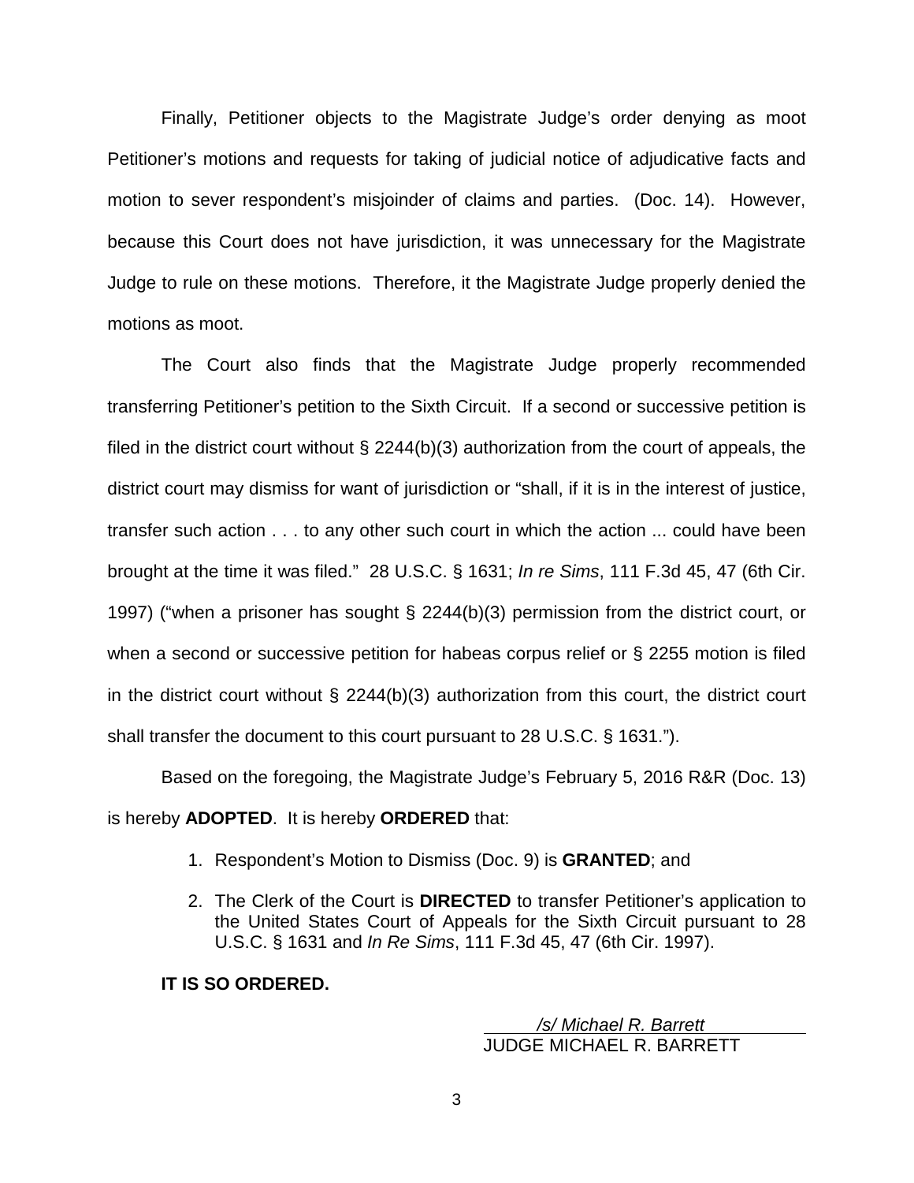Finally, Petitioner objects to the Magistrate Judge's order denying as moot Petitioner's motions and requests for taking of judicial notice of adjudicative facts and motion to sever respondent's misjoinder of claims and parties. (Doc. 14). However, because this Court does not have jurisdiction, it was unnecessary for the Magistrate Judge to rule on these motions. Therefore, it the Magistrate Judge properly denied the motions as moot.

The Court also finds that the Magistrate Judge properly recommended transferring Petitioner's petition to the Sixth Circuit. If a second or successive petition is filed in the district court without § 2244(b)(3) authorization from the court of appeals, the district court may dismiss for want of jurisdiction or "shall, if it is in the interest of justice, transfer such action . . . to any other such court in which the action ... could have been brought at the time it was filed." 28 U.S.C. § 1631; *In re Sims*, 111 F.3d 45, 47 (6th Cir. 1997) ("when a prisoner has sought § 2244(b)(3) permission from the district court, or when a second or successive petition for habeas corpus relief or § 2255 motion is filed in the district court without § 2244(b)(3) authorization from this court, the district court shall transfer the document to this court pursuant to 28 U.S.C. § 1631.").

Based on the foregoing, the Magistrate Judge's February 5, 2016 R&R (Doc. 13) is hereby **ADOPTED**. It is hereby **ORDERED** that:

1. Respondent's Motion to Dismiss (Doc. 9) is **GRANTED**; and
2. The Clerk of the Court is **DIRECTED** to transfer Petitioner's application to the United States Court of Appeals for the Sixth Circuit pursuant to 28 U.S.C. § 1631 and *In Re Sims*, 111 F.3d 45, 47 (6th Cir. 1997).

**IT IS SO ORDERED.**

*/s/ Michael R. Barrett*
JUDGE MICHAEL R. BARRETT